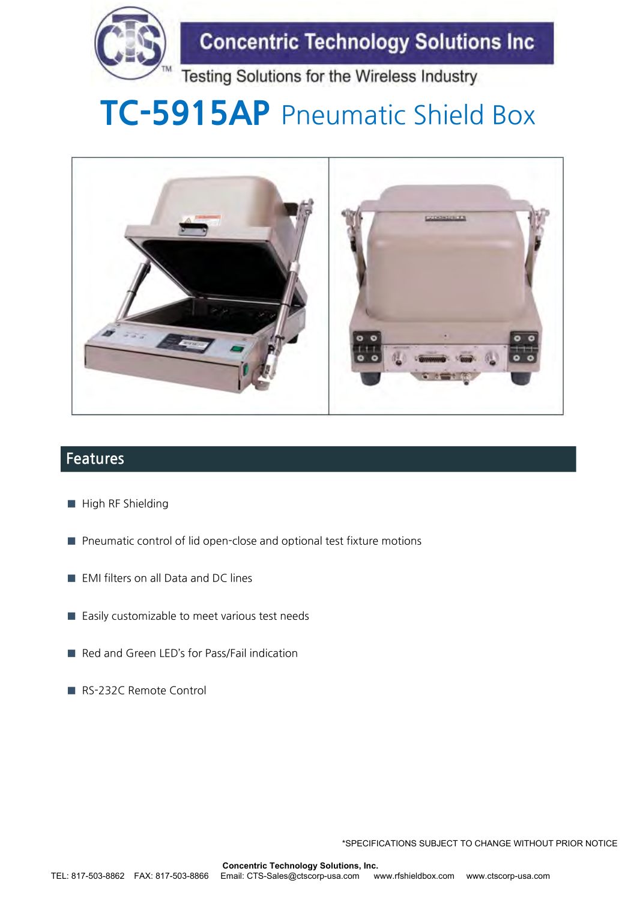Concentric Technology Solutions Inc

Testing Solutions for the Wireless Industry

# **TC-5915AP** Pneumatic Shield Box

## Features

- High RF Shielding
- Pneumatic control of lid open-close and optional test fixture motions
- EMI filters on all Data and DC lines
- Easily customizable to meet various test needs
- Red and Green LED's for Pass/Fail indication
- RS-232C Remote Control

*SPECIFICATIONS SUBJECT TO CHANGE WITHOUT PRIOR NOTICE

**Concentric Technology Solutions, Inc.**

TEL: 817-503-8862 FAX: 817-503-8866 Email: CTS-Sales@ctscorp-usa.com www.rfshieldbox.com www.ctscorp-usa.com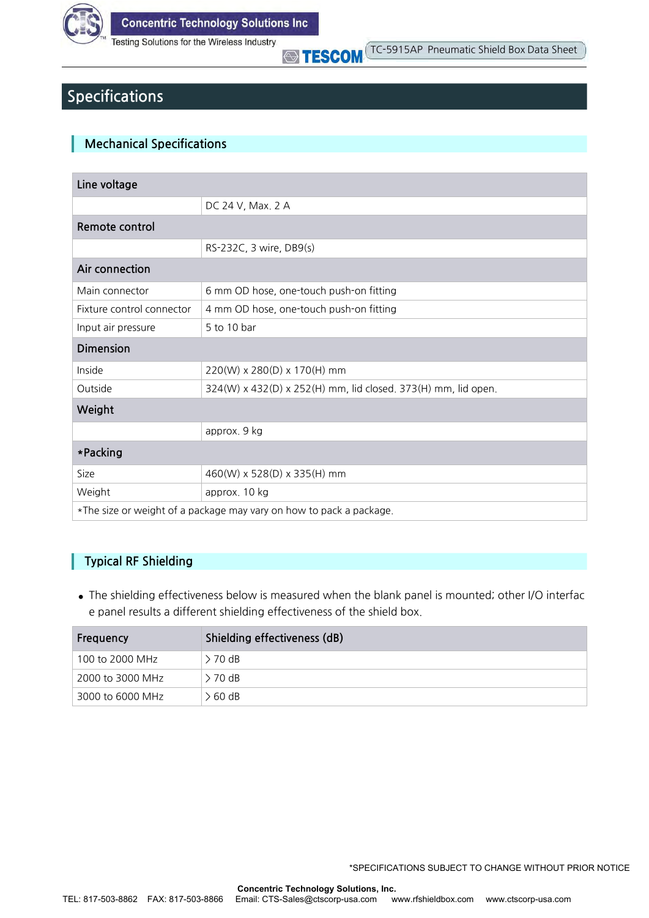# Specifications

## Mechanical Specifications

| Line voltage | |
|---|---|
| | DC 24 V, Max. 2 A |
| **Remote control** | |
| | RS-232C, 3 wire, DB9(s) |
| **Air connection** | |
| Main connector | 6 mm OD hose, one-touch push-on fitting |
| Fixture control connector | 4 mm OD hose, one-touch push-on fitting |
| Input air pressure | 5 to 10 bar |
| **Dimension** | |
| Inside | 220(W) x 280(D) x 170(H) mm |
| Outside | 324(W) x 432(D) x 252(H) mm, lid closed. 373(H) mm, lid open. |
| **Weight** | |
| | approx. 9 kg |
| **\*Packing** | |
| Size | 460(W) x 528(D) x 335(H) mm |
| Weight | approx. 10 kg |
| *The size or weight of a package may vary on how to pack a package. | |

## Typical RF Shielding

- The shielding effectiveness below is measured when the blank panel is mounted; other I/O interface panel results a different shielding effectiveness of the shield box.

| Frequency | Shielding effectiveness (dB) |
|---|---|
| 100 to 2000 MHz | > 70 dB |
| 2000 to 3000 MHz | > 70 dB |
| 3000 to 6000 MHz | > 60 dB |

*SPECIFICATIONS SUBJECT TO CHANGE WITHOUT PRIOR NOTICE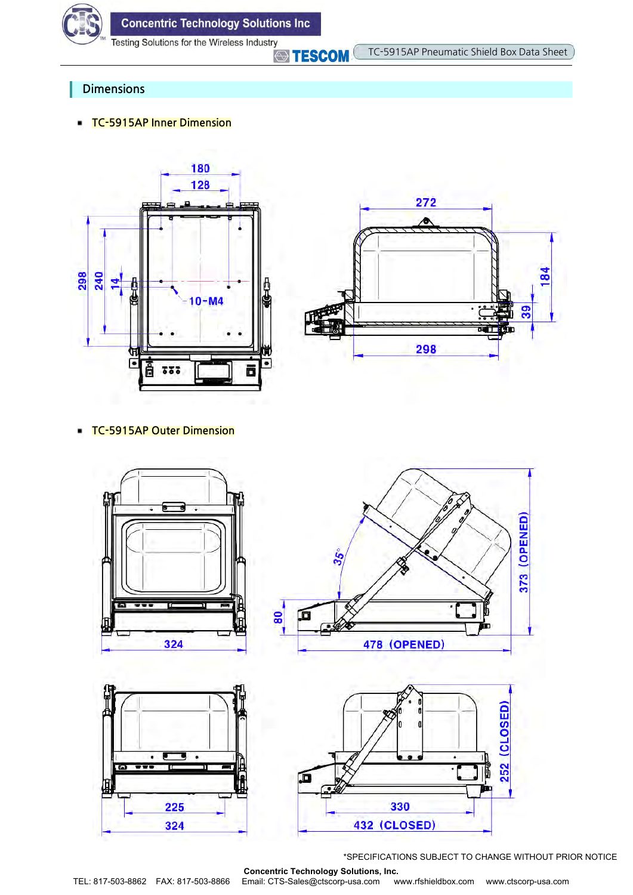## Dimensions

- TC-5915AP Inner Dimension

180

128

298

240

14

10-M4

272

184

39

298

- TC-5915AP Outer Dimension

324

35°

80

478 (OPENED)

373 (OPENED)

225

324

330

432 (CLOSED)

252 (CLOSED)

*SPECIFICATIONS SUBJECT TO CHANGE WITHOUT PRIOR NOTICE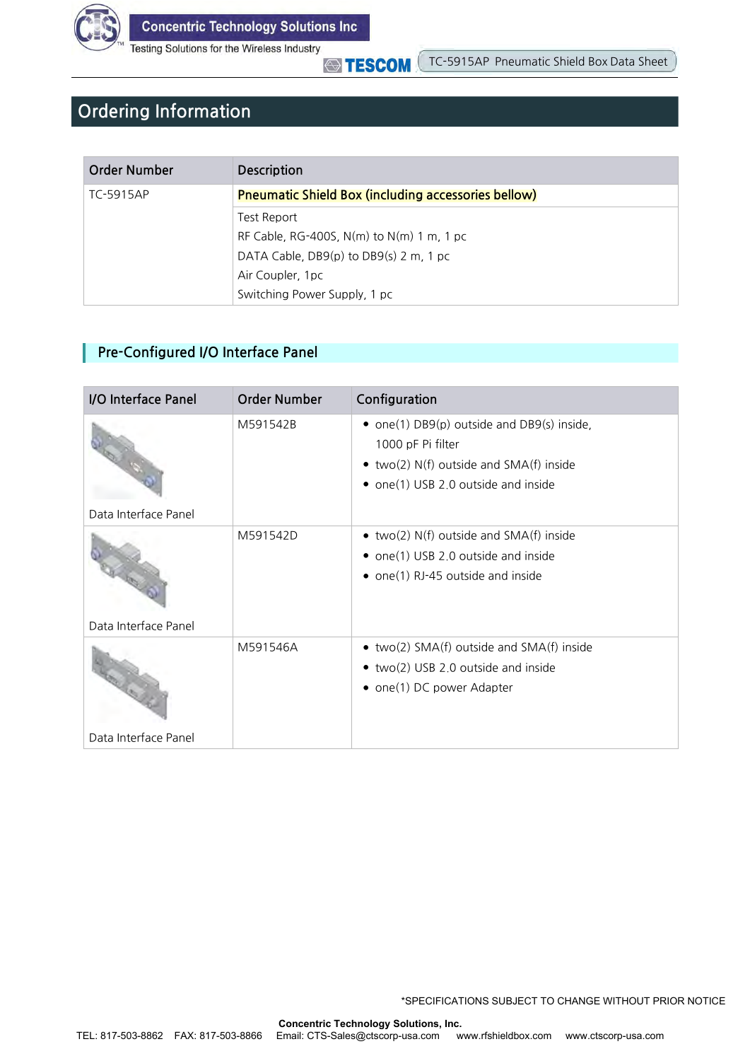# Ordering Information

| Order Number | Description |
|---|---|
| TC-5915AP | Pneumatic Shield Box (including accessories bellow) |
| | Test Report<br>RF Cable, RG-400S, N(m) to N(m) 1 m, 1 pc<br>DATA Cable, DB9(p) to DB9(s) 2 m, 1 pc<br>Air Coupler, 1pc<br>Switching Power Supply, 1 pc |

## Pre-Configured I/O Interface Panel

| I/O Interface Panel | Order Number | Configuration |
|---|---|---|
| Data Interface Panel | M591542B | • one(1) DB9(p) outside and DB9(s) inside, 1000 pF Pi filter<br>• two(2) N(f) outside and SMA(f) inside<br>• one(1) USB 2.0 outside and inside |
| Data Interface Panel | M591542D | • two(2) N(f) outside and SMA(f) inside<br>• one(1) USB 2.0 outside and inside<br>• one(1) RJ-45 outside and inside |
| Data Interface Panel | M591546A | • two(2) SMA(f) outside and SMA(f) inside<br>• two(2) USB 2.0 outside and inside<br>• one(1) DC power Adapter |

*SPECIFICATIONS SUBJECT TO CHANGE WITHOUT PRIOR NOTICE

**Concentric Technology Solutions, Inc.**

TEL: 817-503-8862 FAX: 817-503-8866 Email: CTS-Sales@ctscorp-usa.com www.rfshieldbox.com www.ctscorp-usa.com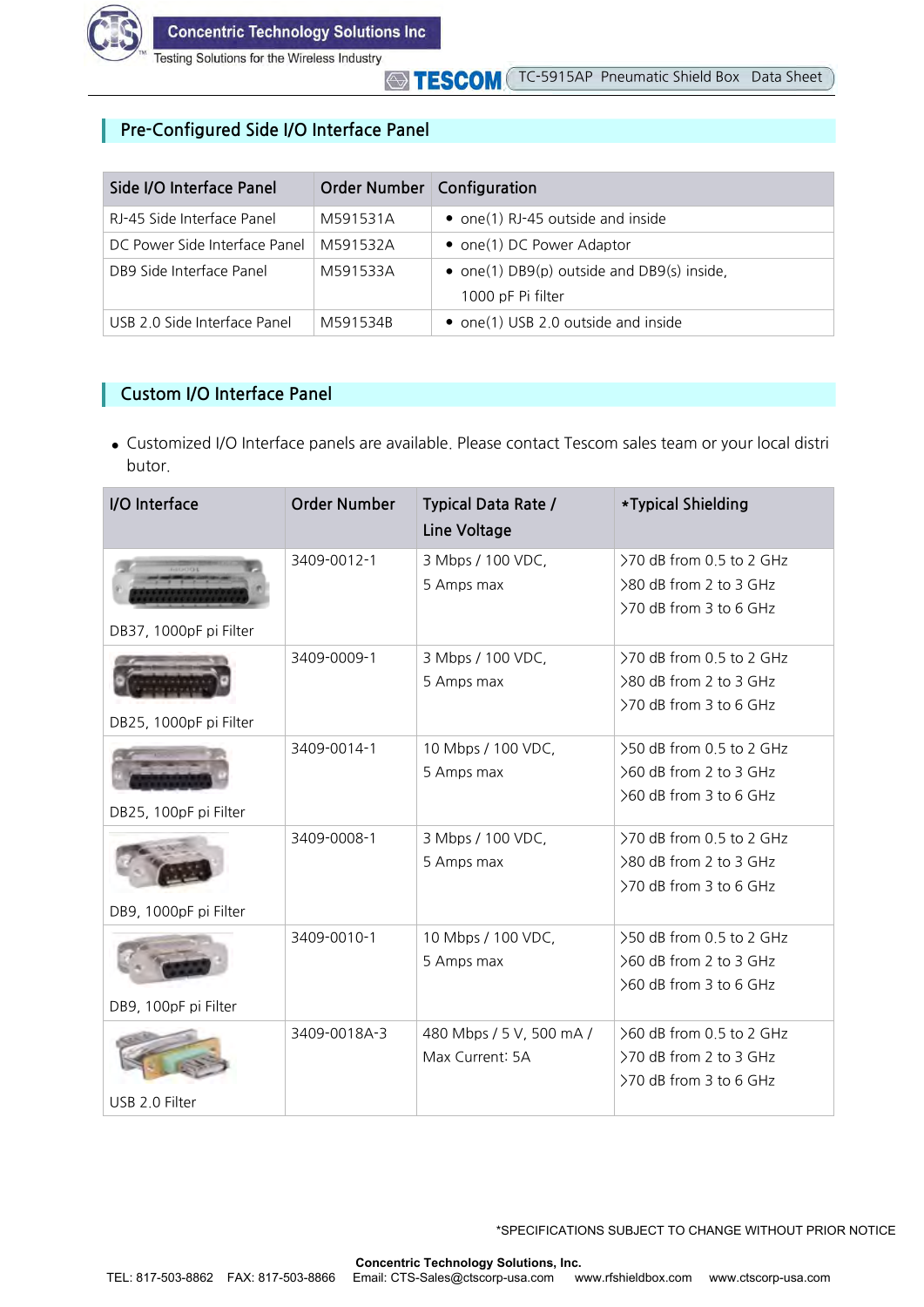## Pre-Configured Side I/O Interface Panel

| Side I/O Interface Panel | Order Number | Configuration |
|---|---|---|
| RJ-45 Side Interface Panel | M591531A | • one(1) RJ-45 outside and inside |
| DC Power Side Interface Panel | M591532A | • one(1) DC Power Adaptor |
| DB9 Side Interface Panel | M591533A | • one(1) DB9(p) outside and DB9(s) inside, 1000 pF Pi filter |
| USB 2.0 Side Interface Panel | M591534B | • one(1) USB 2.0 outside and inside |

## Custom I/O Interface Panel

- Customized I/O Interface panels are available. Please contact Tescom sales team or your local distributor.

| I/O Interface | Order Number | Typical Data Rate / Line Voltage | *Typical Shielding |
|---|---|---|---|
| DB37, 1000pF pi Filter | 3409-0012-1 | 3 Mbps / 100 VDC, 5 Amps max | >70 dB from 0.5 to 2 GHz<br>>80 dB from 2 to 3 GHz<br>>70 dB from 3 to 6 GHz |
| DB25, 1000pF pi Filter | 3409-0009-1 | 3 Mbps / 100 VDC, 5 Amps max | >70 dB from 0.5 to 2 GHz<br>>80 dB from 2 to 3 GHz<br>>70 dB from 3 to 6 GHz |
| DB25, 100pF pi Filter | 3409-0014-1 | 10 Mbps / 100 VDC, 5 Amps max | >50 dB from 0.5 to 2 GHz<br>>60 dB from 2 to 3 GHz<br>>60 dB from 3 to 6 GHz |
| DB9, 1000pF pi Filter | 3409-0008-1 | 3 Mbps / 100 VDC, 5 Amps max | >70 dB from 0.5 to 2 GHz<br>>80 dB from 2 to 3 GHz<br>>70 dB from 3 to 6 GHz |
| DB9, 100pF pi Filter | 3409-0010-1 | 10 Mbps / 100 VDC, 5 Amps max | >50 dB from 0.5 to 2 GHz<br>>60 dB from 2 to 3 GHz<br>>60 dB from 3 to 6 GHz |
| USB 2.0 Filter | 3409-0018A-3 | 480 Mbps / 5 V, 500 mA / Max Current: 5A | >60 dB from 0.5 to 2 GHz<br>>70 dB from 2 to 3 GHz<br>>70 dB from 3 to 6 GHz |

*SPECIFICATIONS SUBJECT TO CHANGE WITHOUT PRIOR NOTICE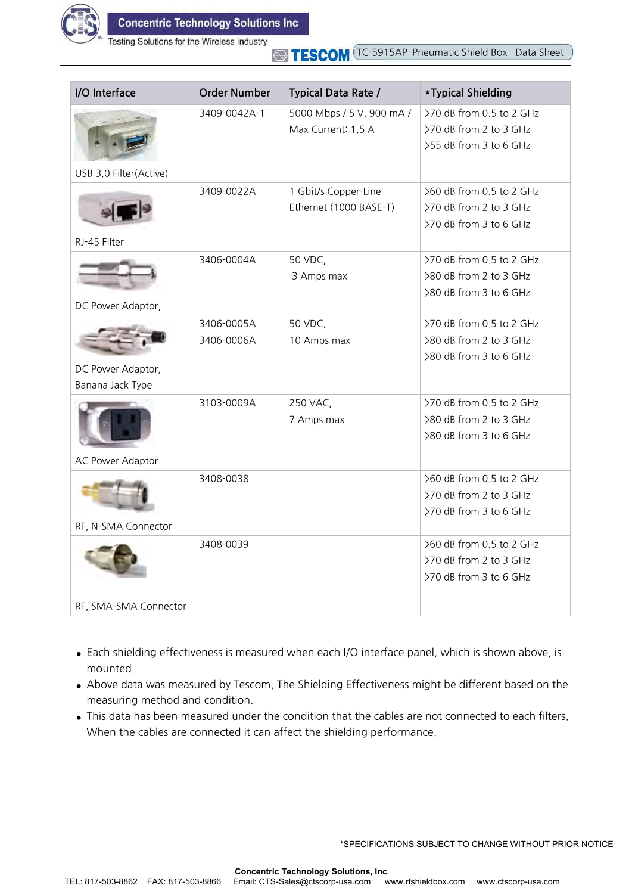| I/O Interface | Order Number | Typical Data Rate / | *Typical Shielding |
|---|---|---|---|
| USB 3.0 Filter(Active) | 3409-0042A-1 | 5000 Mbps / 5 V, 900 mA / Max Current: 1.5 A | >70 dB from 0.5 to 2 GHz<br>>70 dB from 2 to 3 GHz<br>>55 dB from 3 to 6 GHz |
| RJ-45 Filter | 3409-0022A | 1 Gbit/s Copper-Line Ethernet (1000 BASE-T) | >60 dB from 0.5 to 2 GHz<br>>70 dB from 2 to 3 GHz<br>>70 dB from 3 to 6 GHz |
| DC Power Adaptor, | 3406-0004A | 50 VDC, 3 Amps max | >70 dB from 0.5 to 2 GHz<br>>80 dB from 2 to 3 GHz<br>>80 dB from 3 to 6 GHz |
| DC Power Adaptor, Banana Jack Type | 3406-0005A<br>3406-0006A | 50 VDC, 10 Amps max | >70 dB from 0.5 to 2 GHz<br>>80 dB from 2 to 3 GHz<br>>80 dB from 3 to 6 GHz |
| AC Power Adaptor | 3103-0009A | 250 VAC, 7 Amps max | >70 dB from 0.5 to 2 GHz<br>>80 dB from 2 to 3 GHz<br>>80 dB from 3 to 6 GHz |
| RF, N-SMA Connector | 3408-0038 | | >60 dB from 0.5 to 2 GHz<br>>70 dB from 2 to 3 GHz<br>>70 dB from 3 to 6 GHz |
| RF, SMA-SMA Connector | 3408-0039 | | >60 dB from 0.5 to 2 GHz<br>>70 dB from 2 to 3 GHz<br>>70 dB from 3 to 6 GHz |

- Each shielding effectiveness is measured when each I/O interface panel, which is shown above, is mounted.
- Above data was measured by Tescom, The Shielding Effectiveness might be different based on the measuring method and condition.
- This data has been measured under the condition that the cables are not connected to each filters. When the cables are connected it can affect the shielding performance.

*SPECIFICATIONS SUBJECT TO CHANGE WITHOUT PRIOR NOTICE